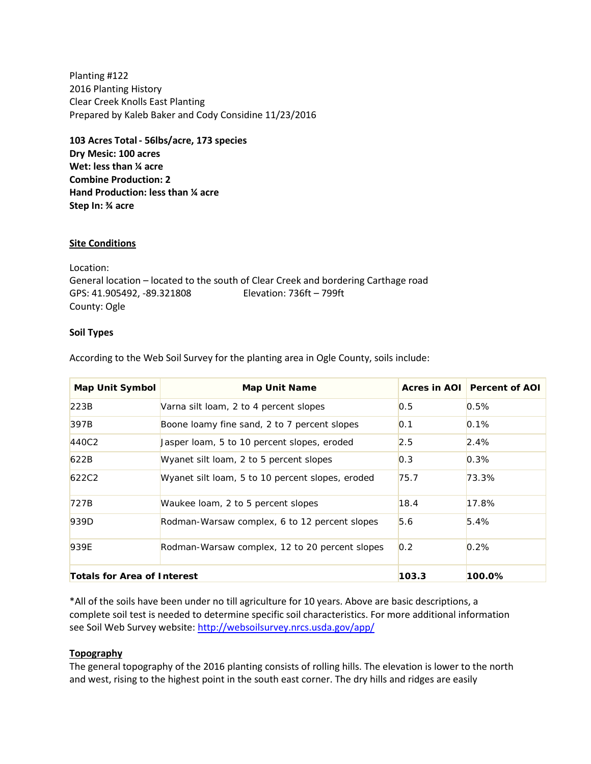Planting #122
2016 Planting History
Clear Creek Knolls East Planting
Prepared by Kaleb Baker and Cody Considine 11/23/2016

**103 Acres Total - 56lbs/acre, 173 species**
**Dry Mesic: 100 acres**
**Wet: less than ¼ acre**
**Combine Production: 2**
**Hand Production: less than ¼ acre**
**Step In: ¾ acre**

## Site Conditions

Location:
General location – located to the south of Clear Creek and bordering Carthage road
GPS: 41.905492, -89.321808 Elevation: 736ft – 799ft
County: Ogle

### Soil Types

According to the Web Soil Survey for the planting area in Ogle County, soils include:

| Map Unit Symbol | Map Unit Name | Acres in AOI | Percent of AOI |
|---|---|---|---|
| 223B | Varna silt loam, 2 to 4 percent slopes | 0.5 | 0.5% |
| 397B | Boone loamy fine sand, 2 to 7 percent slopes | 0.1 | 0.1% |
| 440C2 | Jasper loam, 5 to 10 percent slopes, eroded | 2.5 | 2.4% |
| 622B | Wyanet silt loam, 2 to 5 percent slopes | 0.3 | 0.3% |
| 622C2 | Wyanet silt loam, 5 to 10 percent slopes, eroded | 75.7 | 73.3% |
| 727B | Waukee loam, 2 to 5 percent slopes | 18.4 | 17.8% |
| 939D | Rodman-Warsaw complex, 6 to 12 percent slopes | 5.6 | 5.4% |
| 939E | Rodman-Warsaw complex, 12 to 20 percent slopes | 0.2 | 0.2% |
| **Totals for Area of Interest** | | **103.3** | **100.0%** |

*All of the soils have been under no till agriculture for 10 years. Above are basic descriptions, a complete soil test is needed to determine specific soil characteristics. For more additional information see Soil Web Survey website: http://websoilsurvey.nrcs.usda.gov/app/

## Topography

The general topography of the 2016 planting consists of rolling hills. The elevation is lower to the north and west, rising to the highest point in the south east corner. The dry hills and ridges are easily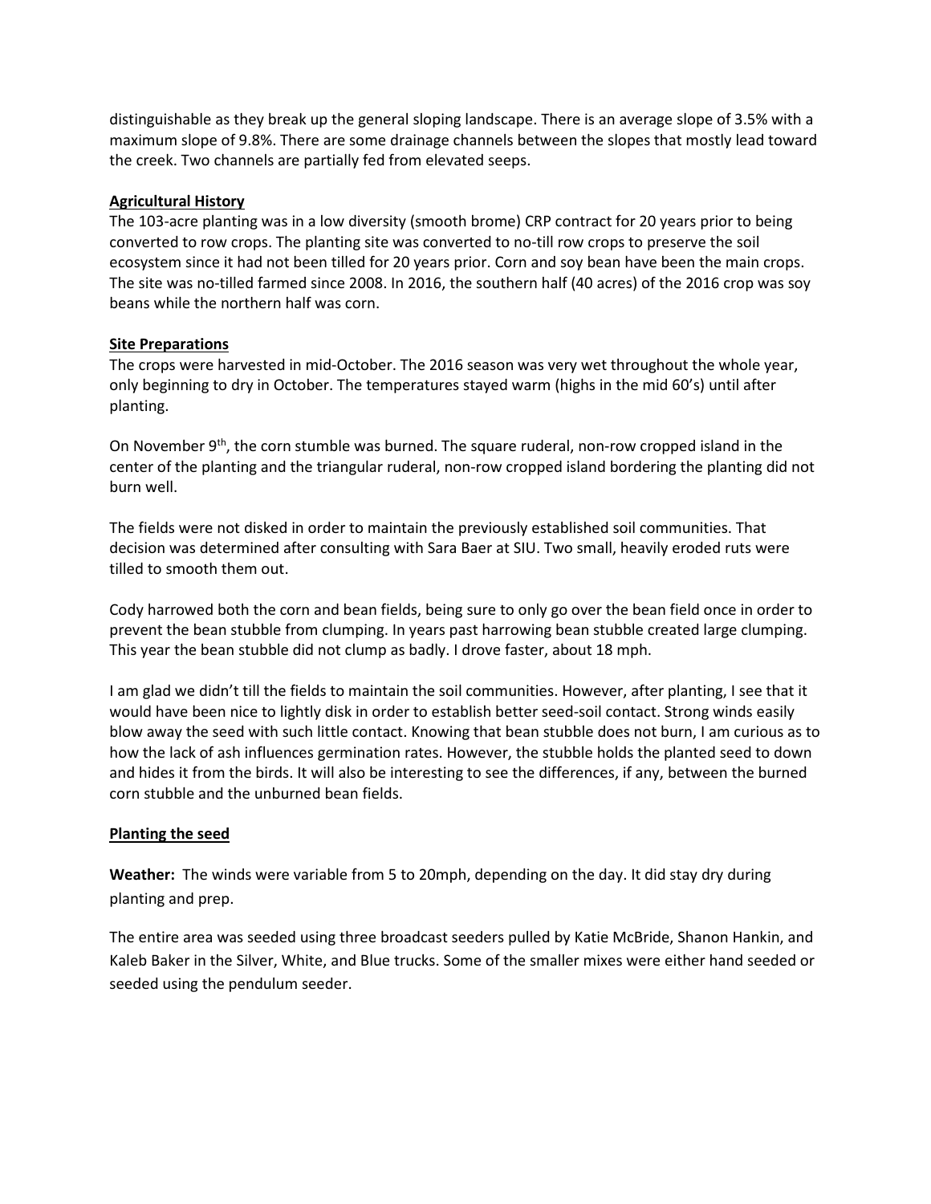distinguishable as they break up the general sloping landscape. There is an average slope of 3.5% with a maximum slope of 9.8%. There are some drainage channels between the slopes that mostly lead toward the creek. Two channels are partially fed from elevated seeps.

## Agricultural History

The 103-acre planting was in a low diversity (smooth brome) CRP contract for 20 years prior to being converted to row crops. The planting site was converted to no-till row crops to preserve the soil ecosystem since it had not been tilled for 20 years prior. Corn and soy bean have been the main crops. The site was no-tilled farmed since 2008. In 2016, the southern half (40 acres) of the 2016 crop was soy beans while the northern half was corn.

## Site Preparations

The crops were harvested in mid-October. The 2016 season was very wet throughout the whole year, only beginning to dry in October. The temperatures stayed warm (highs in the mid 60's) until after planting.

On November 9th, the corn stumble was burned. The square ruderal, non-row cropped island in the center of the planting and the triangular ruderal, non-row cropped island bordering the planting did not burn well.

The fields were not disked in order to maintain the previously established soil communities. That decision was determined after consulting with Sara Baer at SIU. Two small, heavily eroded ruts were tilled to smooth them out.

Cody harrowed both the corn and bean fields, being sure to only go over the bean field once in order to prevent the bean stubble from clumping. In years past harrowing bean stubble created large clumping. This year the bean stubble did not clump as badly. I drove faster, about 18 mph.

I am glad we didn't till the fields to maintain the soil communities. However, after planting, I see that it would have been nice to lightly disk in order to establish better seed-soil contact. Strong winds easily blow away the seed with such little contact. Knowing that bean stubble does not burn, I am curious as to how the lack of ash influences germination rates. However, the stubble holds the planted seed to down and hides it from the birds. It will also be interesting to see the differences, if any, between the burned corn stubble and the unburned bean fields.

## Planting the seed

**Weather:** The winds were variable from 5 to 20mph, depending on the day. It did stay dry during planting and prep.

The entire area was seeded using three broadcast seeders pulled by Katie McBride, Shanon Hankin, and Kaleb Baker in the Silver, White, and Blue trucks. Some of the smaller mixes were either hand seeded or seeded using the pendulum seeder.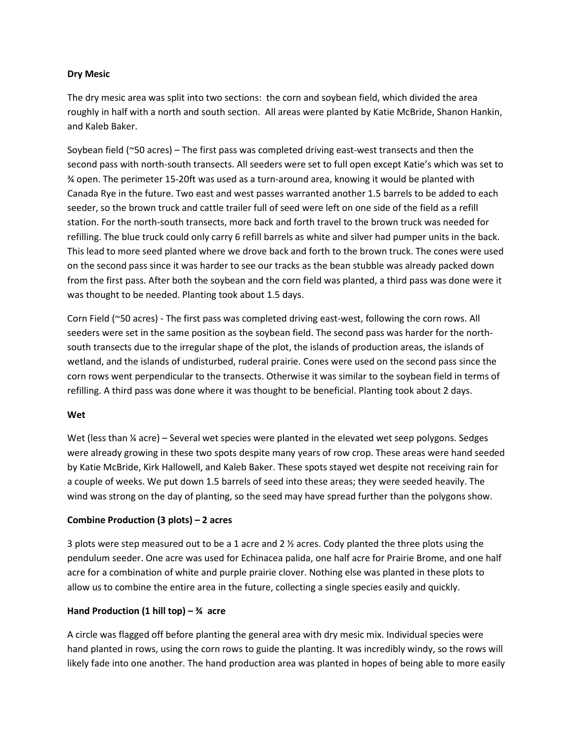**Dry Mesic**

The dry mesic area was split into two sections: the corn and soybean field, which divided the area roughly in half with a north and south section. All areas were planted by Katie McBride, Shanon Hankin, and Kaleb Baker.

Soybean field (~50 acres) – The first pass was completed driving east-west transects and then the second pass with north-south transects. All seeders were set to full open except Katie's which was set to ¾ open. The perimeter 15-20ft was used as a turn-around area, knowing it would be planted with Canada Rye in the future. Two east and west passes warranted another 1.5 barrels to be added to each seeder, so the brown truck and cattle trailer full of seed were left on one side of the field as a refill station. For the north-south transects, more back and forth travel to the brown truck was needed for refilling. The blue truck could only carry 6 refill barrels as white and silver had pumper units in the back. This lead to more seed planted where we drove back and forth to the brown truck. The cones were used on the second pass since it was harder to see our tracks as the bean stubble was already packed down from the first pass. After both the soybean and the corn field was planted, a third pass was done were it was thought to be needed. Planting took about 1.5 days.

Corn Field (~50 acres) - The first pass was completed driving east-west, following the corn rows. All seeders were set in the same position as the soybean field. The second pass was harder for the north-south transects due to the irregular shape of the plot, the islands of production areas, the islands of wetland, and the islands of undisturbed, ruderal prairie. Cones were used on the second pass since the corn rows went perpendicular to the transects. Otherwise it was similar to the soybean field in terms of refilling. A third pass was done where it was thought to be beneficial. Planting took about 2 days.

**Wet**

Wet (less than ¼ acre) – Several wet species were planted in the elevated wet seep polygons. Sedges were already growing in these two spots despite many years of row crop. These areas were hand seeded by Katie McBride, Kirk Hallowell, and Kaleb Baker. These spots stayed wet despite not receiving rain for a couple of weeks. We put down 1.5 barrels of seed into these areas; they were seeded heavily. The wind was strong on the day of planting, so the seed may have spread further than the polygons show.

**Combine Production (3 plots) – 2 acres**

3 plots were step measured out to be a 1 acre and 2 ½ acres. Cody planted the three plots using the pendulum seeder. One acre was used for Echinacea palida, one half acre for Prairie Brome, and one half acre for a combination of white and purple prairie clover. Nothing else was planted in these plots to allow us to combine the entire area in the future, collecting a single species easily and quickly.

**Hand Production (1 hill top) – ¾ acre**

A circle was flagged off before planting the general area with dry mesic mix. Individual species were hand planted in rows, using the corn rows to guide the planting. It was incredibly windy, so the rows will likely fade into one another. The hand production area was planted in hopes of being able to more easily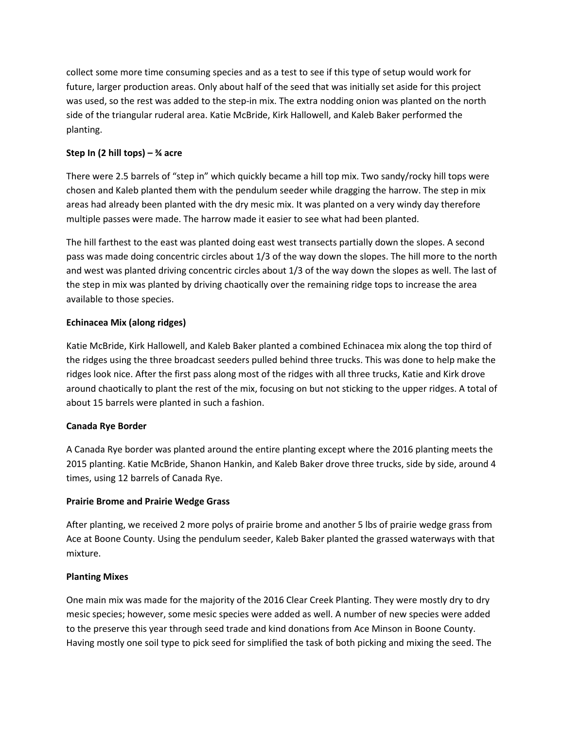collect some more time consuming species and as a test to see if this type of setup would work for future, larger production areas. Only about half of the seed that was initially set aside for this project was used, so the rest was added to the step-in mix. The extra nodding onion was planted on the north side of the triangular ruderal area. Katie McBride, Kirk Hallowell, and Kaleb Baker performed the planting.

**Step In (2 hill tops) – ¾ acre**

There were 2.5 barrels of "step in" which quickly became a hill top mix. Two sandy/rocky hill tops were chosen and Kaleb planted them with the pendulum seeder while dragging the harrow. The step in mix areas had already been planted with the dry mesic mix. It was planted on a very windy day therefore multiple passes were made. The harrow made it easier to see what had been planted.

The hill farthest to the east was planted doing east west transects partially down the slopes. A second pass was made doing concentric circles about 1/3 of the way down the slopes. The hill more to the north and west was planted driving concentric circles about 1/3 of the way down the slopes as well. The last of the step in mix was planted by driving chaotically over the remaining ridge tops to increase the area available to those species.

**Echinacea Mix (along ridges)**

Katie McBride, Kirk Hallowell, and Kaleb Baker planted a combined Echinacea mix along the top third of the ridges using the three broadcast seeders pulled behind three trucks. This was done to help make the ridges look nice. After the first pass along most of the ridges with all three trucks, Katie and Kirk drove around chaotically to plant the rest of the mix, focusing on but not sticking to the upper ridges. A total of about 15 barrels were planted in such a fashion.

**Canada Rye Border**

A Canada Rye border was planted around the entire planting except where the 2016 planting meets the 2015 planting. Katie McBride, Shanon Hankin, and Kaleb Baker drove three trucks, side by side, around 4 times, using 12 barrels of Canada Rye.

**Prairie Brome and Prairie Wedge Grass**

After planting, we received 2 more polys of prairie brome and another 5 lbs of prairie wedge grass from Ace at Boone County. Using the pendulum seeder, Kaleb Baker planted the grassed waterways with that mixture.

**Planting Mixes**

One main mix was made for the majority of the 2016 Clear Creek Planting. They were mostly dry to dry mesic species; however, some mesic species were added as well. A number of new species were added to the preserve this year through seed trade and kind donations from Ace Minson in Boone County. Having mostly one soil type to pick seed for simplified the task of both picking and mixing the seed. The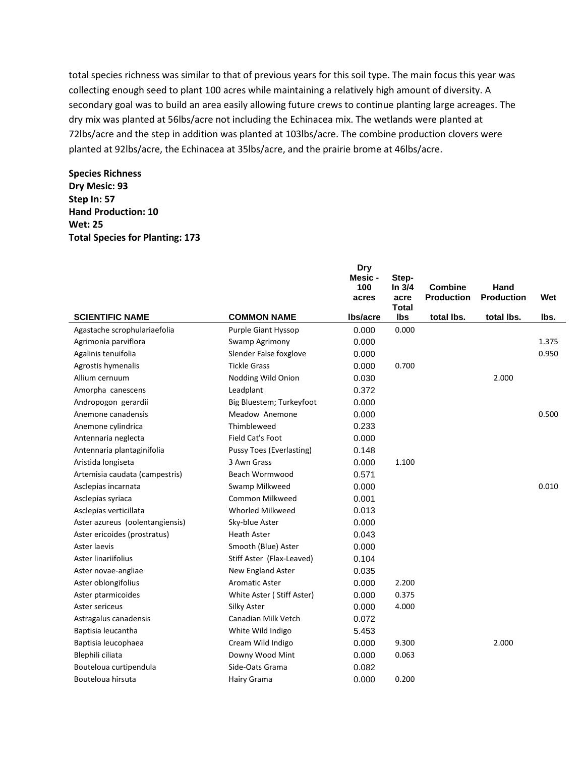total species richness was similar to that of previous years for this soil type. The main focus this year was collecting enough seed to plant 100 acres while maintaining a relatively high amount of diversity. A secondary goal was to build an area easily allowing future crews to continue planting large acreages. The dry mix was planted at 56lbs/acre not including the Echinacea mix. The wetlands were planted at 72lbs/acre and the step in addition was planted at 103lbs/acre. The combine production clovers were planted at 92lbs/acre, the Echinacea at 35lbs/acre, and the prairie brome at 46lbs/acre.

**Species Richness**
**Dry Mesic: 93**
**Step In: 57**
**Hand Production: 10**
**Wet: 25**
**Total Species for Planting: 173**

| SCIENTIFIC NAME | COMMON NAME | Dry Mesic - 100 acres lbs/acre | Step-In 3/4 acre Total lbs | Combine Production total lbs. | Hand Production total lbs. | Wet lbs. |
|---|---|---|---|---|---|---|
| Agastache scrophulariaefolia | Purple Giant Hyssop | 0.000 | 0.000 | | | |
| Agrimonia parviflora | Swamp Agrimony | 0.000 | | | | 1.375 |
| Agalinis tenuifolia | Slender False foxglove | 0.000 | | | | 0.950 |
| Agrostis hymenalis | Tickle Grass | 0.000 | 0.700 | | | |
| Allium cernuum | Nodding Wild Onion | 0.030 | | | 2.000 | |
| Amorpha canescens | Leadplant | 0.372 | | | | |
| Andropogon gerardii | Big Bluestem; Turkeyfoot | 0.000 | | | | |
| Anemone canadensis | Meadow Anemone | 0.000 | | | | 0.500 |
| Anemone cylindrica | Thimbleweed | 0.233 | | | | |
| Antennaria neglecta | Field Cat's Foot | 0.000 | | | | |
| Antennaria plantaginifolia | Pussy Toes (Everlasting) | 0.148 | | | | |
| Aristida longiseta | 3 Awn Grass | 0.000 | 1.100 | | | |
| Artemisia caudata (campestris) | Beach Wormwood | 0.571 | | | | |
| Asclepias incarnata | Swamp Milkweed | 0.000 | | | | 0.010 |
| Asclepias syriaca | Common Milkweed | 0.001 | | | | |
| Asclepias verticillata | Whorled Milkweed | 0.013 | | | | |
| Aster azureus (oolentangiensis) | Sky-blue Aster | 0.000 | | | | |
| Aster ericoides (prostratus) | Heath Aster | 0.043 | | | | |
| Aster laevis | Smooth (Blue) Aster | 0.000 | | | | |
| Aster linariifolius | Stiff Aster (Flax-Leaved) | 0.104 | | | | |
| Aster novae-angliae | New England Aster | 0.035 | | | | |
| Aster oblongifolius | Aromatic Aster | 0.000 | 2.200 | | | |
| Aster ptarmicoides | White Aster ( Stiff Aster) | 0.000 | 0.375 | | | |
| Aster sericeus | Silky Aster | 0.000 | 4.000 | | | |
| Astragalus canadensis | Canadian Milk Vetch | 0.072 | | | | |
| Baptisia leucantha | White Wild Indigo | 5.453 | | | | |
| Baptisia leucophaea | Cream Wild Indigo | 0.000 | 9.300 | | 2.000 | |
| Blephili ciliata | Downy Wood Mint | 0.000 | 0.063 | | | |
| Bouteloua curtipendula | Side-Oats Grama | 0.082 | | | | |
| Bouteloua hirsuta | Hairy Grama | 0.000 | 0.200 | | | |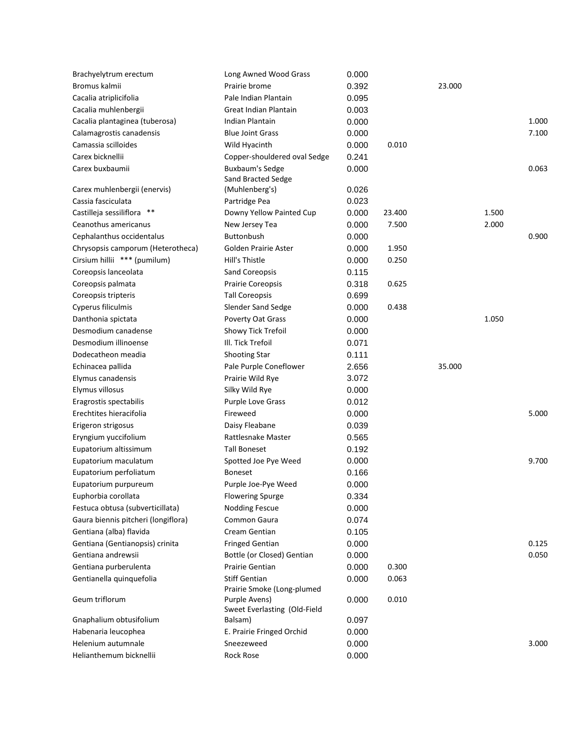| | | | | | | |
|---|---|---|---|---|---|---|
| Brachyelytrum erectum | Long Awned Wood Grass | 0.000 | | 23.000 | | |
| Bromus kalmii | Prairie brome | 0.392 | | 23.000 | | |
| Cacalia atriplicifolia | Pale Indian Plantain | 0.095 | | | | |
| Cacalia muhlenbergii | Great Indian Plantain | 0.003 | | | | |
| Cacalia plantaginea (tuberosa) | Indian Plantain | 0.000 | | | | 1.000 |
| Calamagrostis canadensis | Blue Joint Grass | 0.000 | | | | 7.100 |
| Camassia scilloides | Wild Hyacinth | 0.000 | 0.010 | | | |
| Carex bicknellii | Copper-shouldered oval Sedge | 0.241 | | | | |
| Carex buxbaumii | Buxbaum's Sedge | 0.000 | | | | 0.063 |
| Carex muhlenbergii (enervis) | Sand Bracted Sedge (Muhlenberg's) | 0.026 | | | | |
| Cassia fasciculata | Partridge Pea | 0.023 | | | | |
| Castilleja sessiliflora ** | Downy Yellow Painted Cup | 0.000 | 23.400 | | 1.500 | |
| Ceanothus americanus | New Jersey Tea | 0.000 | 7.500 | | 2.000 | |
| Cephalanthus occidentalus | Buttonbush | 0.000 | | | | 0.900 |
| Chrysopsis camporum (Heterotheca) | Golden Prairie Aster | 0.000 | 1.950 | | | |
| Cirsium hillii *** (pumilum) | Hill's Thistle | 0.000 | 0.250 | | | |
| Coreopsis lanceolata | Sand Coreopsis | 0.115 | | | | |
| Coreopsis palmata | Prairie Coreopsis | 0.318 | 0.625 | | | |
| Coreopsis tripteris | Tall Coreopsis | 0.699 | | | | |
| Cyperus filiculmis | Slender Sand Sedge | 0.000 | 0.438 | | | |
| Danthonia spictata | Poverty Oat Grass | 0.000 | | | 1.050 | |
| Desmodium canadense | Showy Tick Trefoil | 0.000 | | | | |
| Desmodium illinoense | Ill. Tick Trefoil | 0.071 | | | | |
| Dodecatheon meadia | Shooting Star | 0.111 | | | | |
| Echinacea pallida | Pale Purple Coneflower | 2.656 | | 35.000 | | |
| Elymus canadensis | Prairie Wild Rye | 3.072 | | | | |
| Elymus villosus | Silky Wild Rye | 0.000 | | | | |
| Eragrostis spectabilis | Purple Love Grass | 0.012 | | | | |
| Erechtites hieracifolia | Fireweed | 0.000 | | | | 5.000 |
| Erigeron strigosus | Daisy Fleabane | 0.039 | | | | |
| Eryngium yuccifolium | Rattlesnake Master | 0.565 | | | | |
| Eupatorium altissimum | Tall Boneset | 0.192 | | | | |
| Eupatorium maculatum | Spotted Joe Pye Weed | 0.000 | | | | 9.700 |
| Eupatorium perfoliatum | Boneset | 0.166 | | | | |
| Eupatorium purpureum | Purple Joe-Pye Weed | 0.000 | | | | |
| Euphorbia corollata | Flowering Spurge | 0.334 | | | | |
| Festuca obtusa (subverticillata) | Nodding Fescue | 0.000 | | | | |
| Gaura biennis pitcheri (longiflora) | Common Gaura | 0.074 | | | | |
| Gentiana (alba) flavida | Cream Gentian | 0.105 | | | | |
| Gentiana (Gentianopsis) crinita | Fringed Gentian | 0.000 | | | | 0.125 |
| Gentiana andrewsii | Bottle (or Closed) Gentian | 0.000 | | | | 0.050 |
| Gentiana purberulenta | Prairie Gentian | 0.000 | 0.300 | | | |
| Gentianella quinquefolia | Stiff Gentian | 0.000 | 0.063 | | | |
| Geum triflorum | Prairie Smoke (Long-plumed Purple Avens) | 0.000 | 0.010 | | | |
| Gnaphalium obtusifolium | Sweet Everlasting (Old-Field Balsam) | 0.097 | | | | |
| Habenaria leucophea | E. Prairie Fringed Orchid | 0.000 | | | | |
| Helenium autumnale | Sneezeweed | 0.000 | | | | 3.000 |
| Helianthemum bicknellii | Rock Rose | 0.000 | | | | |

| | | | | | | |
|---|---|---|---|---|---|---|
| Brachyelytrum erectum | Long Awned Wood Grass | 0.000 | | | | |
| Bromus kalmii | Prairie brome | 0.392 | | 23.000 | | |
| Cacalia atriplicifolia | Pale Indian Plantain | 0.095 | | | | |
| Cacalia muhlenbergii | Great Indian Plantain | 0.003 | | | | |
| Cacalia plantaginea (tuberosa) | Indian Plantain | 0.000 | | | | 1.000 |
| Calamagrostis canadensis | Blue Joint Grass | 0.000 | | | | 7.100 |
| Camassia scilloides | Wild Hyacinth | 0.000 | 0.010 | | | |
| Carex bicknellii | Copper-shouldered oval Sedge | 0.241 | | | | |
| Carex buxbaumii | Buxbaum's Sedge | 0.000 | | | | 0.063 |
| Carex muhlenbergii (enervis) | Sand Bracted Sedge (Muhlenberg's) | 0.026 | | | | |
| Cassia fasciculata | Partridge Pea | 0.023 | | | | |
| Castilleja sessiliflora ** | Downy Yellow Painted Cup | 0.000 | 23.400 | | 1.500 | |
| Ceanothus americanus | New Jersey Tea | 0.000 | 7.500 | | 2.000 | |
| Cephalanthus occidentalus | Buttonbush | 0.000 | | | | 0.900 |
| Chrysopsis camporum (Heterotheca) | Golden Prairie Aster | 0.000 | 1.950 | | | |
| Cirsium hillii *** (pumilum) | Hill's Thistle | 0.000 | 0.250 | | | |
| Coreopsis lanceolata | Sand Coreopsis | 0.115 | | | | |
| Coreopsis palmata | Prairie Coreopsis | 0.318 | 0.625 | | | |
| Coreopsis tripteris | Tall Coreopsis | 0.699 | | | | |
| Cyperus filiculmis | Slender Sand Sedge | 0.000 | 0.438 | | | |
| Danthonia spictata | Poverty Oat Grass | 0.000 | | | 1.050 | |
| Desmodium canadense | Showy Tick Trefoil | 0.000 | | | | |
| Desmodium illinoense | Ill. Tick Trefoil | 0.071 | | | | |
| Dodecatheon meadia | Shooting Star | 0.111 | | | | |
| Echinacea pallida | Pale Purple Coneflower | 2.656 | | 35.000 | | |
| Elymus canadensis | Prairie Wild Rye | 3.072 | | | | |
| Elymus villosus | Silky Wild Rye | 0.000 | | | | |
| Eragrostis spectabilis | Purple Love Grass | 0.012 | | | | |
| Erechtites hieracifolia | Fireweed | 0.000 | | | | 5.000 |
| Erigeron strigosus | Daisy Fleabane | 0.039 | | | | |
| Eryngium yuccifolium | Rattlesnake Master | 0.565 | | | | |
| Eupatorium altissimum | Tall Boneset | 0.192 | | | | |
| Eupatorium maculatum | Spotted Joe Pye Weed | 0.000 | | | | 9.700 |
| Eupatorium perfoliatum | Boneset | 0.166 | | | | |
| Eupatorium purpureum | Purple Joe-Pye Weed | 0.000 | | | | |
| Euphorbia corollata | Flowering Spurge | 0.334 | | | | |
| Festuca obtusa (subverticillata) | Nodding Fescue | 0.000 | | | | |
| Gaura biennis pitcheri (longiflora) | Common Gaura | 0.074 | | | | |
| Gentiana (alba) flavida | Cream Gentian | 0.105 | | | | |
| Gentiana (Gentianopsis) crinita | Fringed Gentian | 0.000 | | | | 0.125 |
| Gentiana andrewsii | Bottle (or Closed) Gentian | 0.000 | | | | 0.050 |
| Gentiana purberulenta | Prairie Gentian | 0.000 | 0.300 | | | |
| Gentianella quinquefolia | Stiff Gentian | 0.000 | 0.063 | | | |
| Geum triflorum | Prairie Smoke (Long-plumed Purple Avens) | 0.000 | 0.010 | | | |
| Gnaphalium obtusifolium | Sweet Everlasting (Old-Field Balsam) | 0.097 | | | | |
| Habenaria leucophea | E. Prairie Fringed Orchid | 0.000 | | | | |
| Helenium autumnale | Sneezeweed | 0.000 | | | | 3.000 |
| Helianthemum bicknellii | Rock Rose | 0.000 | | | | |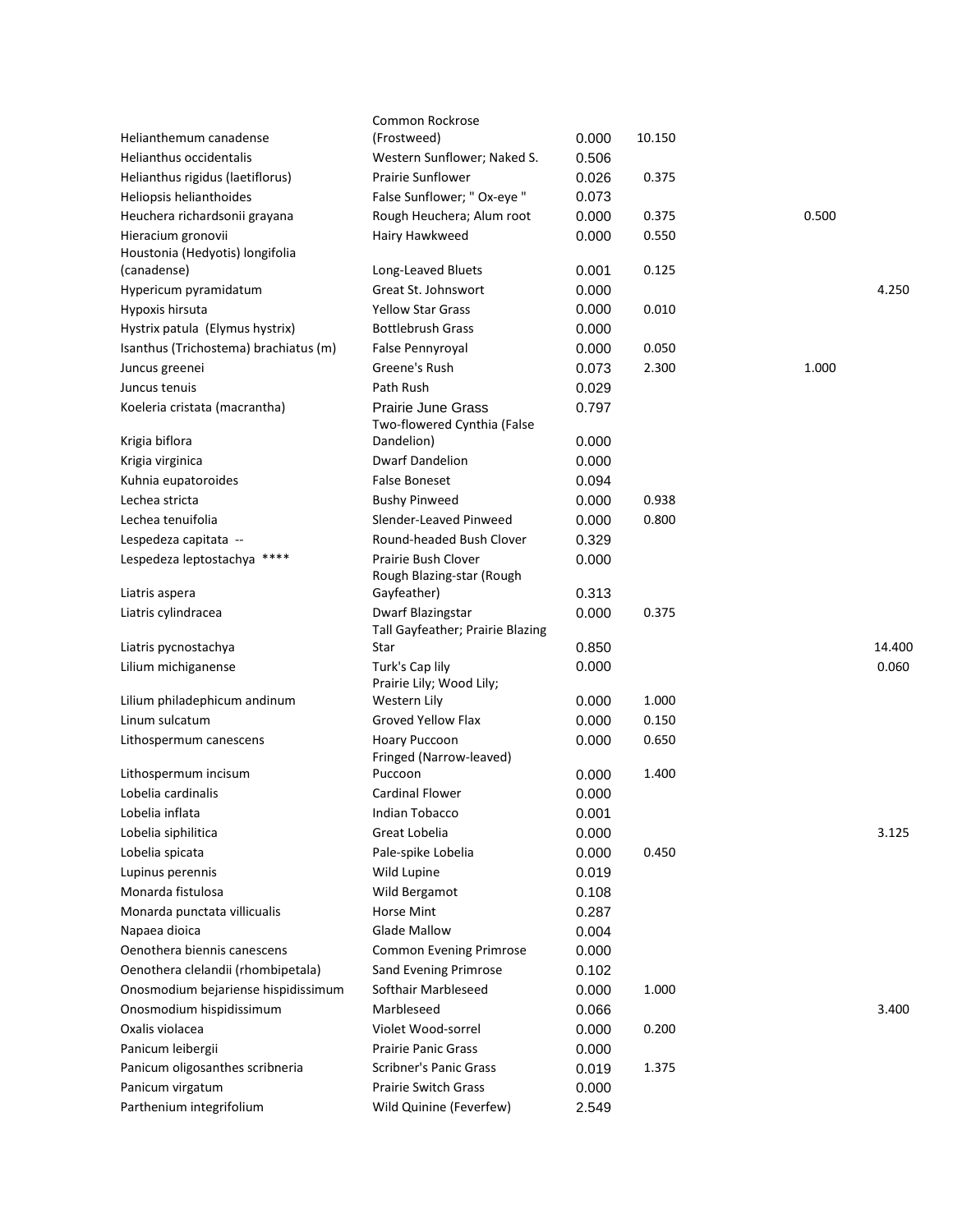| | | | | | |
|---|---|---|---|---|---|
| Helianthemum canadense | Common Rockrose (Frostweed) | 0.000 | 10.150 | | |
| Helianthus occidentalis | Western Sunflower; Naked S. | 0.506 | | | |
| Helianthus rigidus (laetiflorus) | Prairie Sunflower | 0.026 | 0.375 | | |
| Heliopsis helianthoides | False Sunflower; " Ox-eye " | 0.073 | | | |
| Heuchera richardsonii grayana | Rough Heuchera; Alum root | 0.000 | 0.375 | 0.500 | |
| Hieracium gronovii | Hairy Hawkweed | 0.000 | 0.550 | | |
| Houstonia (Hedyotis) longifolia (canadense) | Long-Leaved Bluets | 0.001 | 0.125 | | |
| Hypericum pyramidatum | Great St. Johnswort | 0.000 | | | 4.250 |
| Hypoxis hirsuta | Yellow Star Grass | 0.000 | 0.010 | | |
| Hystrix patula (Elymus hystrix) | Bottlebrush Grass | 0.000 | | | |
| Isanthus (Trichostema) brachiatus (m) | False Pennyroyal | 0.000 | 0.050 | | |
| Juncus greenei | Greene's Rush | 0.073 | 2.300 | 1.000 | |
| Juncus tenuis | Path Rush | 0.029 | | | |
| Koeleria cristata (macrantha) | Prairie June Grass | 0.797 | | | |
| Krigia biflora | Two-flowered Cynthia (False Dandelion) | 0.000 | | | |
| Krigia virginica | Dwarf Dandelion | 0.000 | | | |
| Kuhnia eupatoroides | False Boneset | 0.094 | | | |
| Lechea stricta | Bushy Pinweed | 0.000 | 0.938 | | |
| Lechea tenuifolia | Slender-Leaved Pinweed | 0.000 | 0.800 | | |
| Lespedeza capitata -- | Round-headed Bush Clover | 0.329 | | | |
| Lespedeza leptostachya **** | Prairie Bush Clover | 0.000 | | | |
| Liatris aspera | Rough Blazing-star (Rough Gayfeather) | 0.313 | | | |
| Liatris cylindracea | Dwarf Blazingstar | 0.000 | 0.375 | | |
| Liatris pycnostachya | Tall Gayfeather; Prairie Blazing Star | 0.850 | | | 14.400 |
| Lilium michiganense | Turk's Cap lily | 0.000 | | | 0.060 |
| Lilium philadephicum andinum | Prairie Lily; Wood Lily; Western Lily | 0.000 | 1.000 | | |
| Linum sulcatum | Groved Yellow Flax | 0.000 | 0.150 | | |
| Lithospermum canescens | Hoary Puccoon | 0.000 | 0.650 | | |
| Lithospermum incisum | Fringed (Narrow-leaved) Puccoon | 0.000 | 1.400 | | |
| Lobelia cardinalis | Cardinal Flower | 0.000 | | | |
| Lobelia inflata | Indian Tobacco | 0.001 | | | |
| Lobelia siphilitica | Great Lobelia | 0.000 | | | 3.125 |
| Lobelia spicata | Pale-spike Lobelia | 0.000 | 0.450 | | |
| Lupinus perennis | Wild Lupine | 0.019 | | | |
| Monarda fistulosa | Wild Bergamot | 0.108 | | | |
| Monarda punctata villicualis | Horse Mint | 0.287 | | | |
| Napaea dioica | Glade Mallow | 0.004 | | | |
| Oenothera biennis canescens | Common Evening Primrose | 0.000 | | | |
| Oenothera clelandii (rhombipetala) | Sand Evening Primrose | 0.102 | | | |
| Onosmodium bejariense hispidissimum | Softhair Marbleseed | 0.000 | 1.000 | | |
| Onosmodium hispidissimum | Marbleseed | 0.066 | | | 3.400 |
| Oxalis violacea | Violet Wood-sorrel | 0.000 | 0.200 | | |
| Panicum leibergii | Prairie Panic Grass | 0.000 | | | |
| Panicum oligosanthes scribneria | Scribner's Panic Grass | 0.019 | 1.375 | | |
| Panicum virgatum | Prairie Switch Grass | 0.000 | | | |
| Parthenium integrifolium | Wild Quinine (Feverfew) | 2.549 | | | |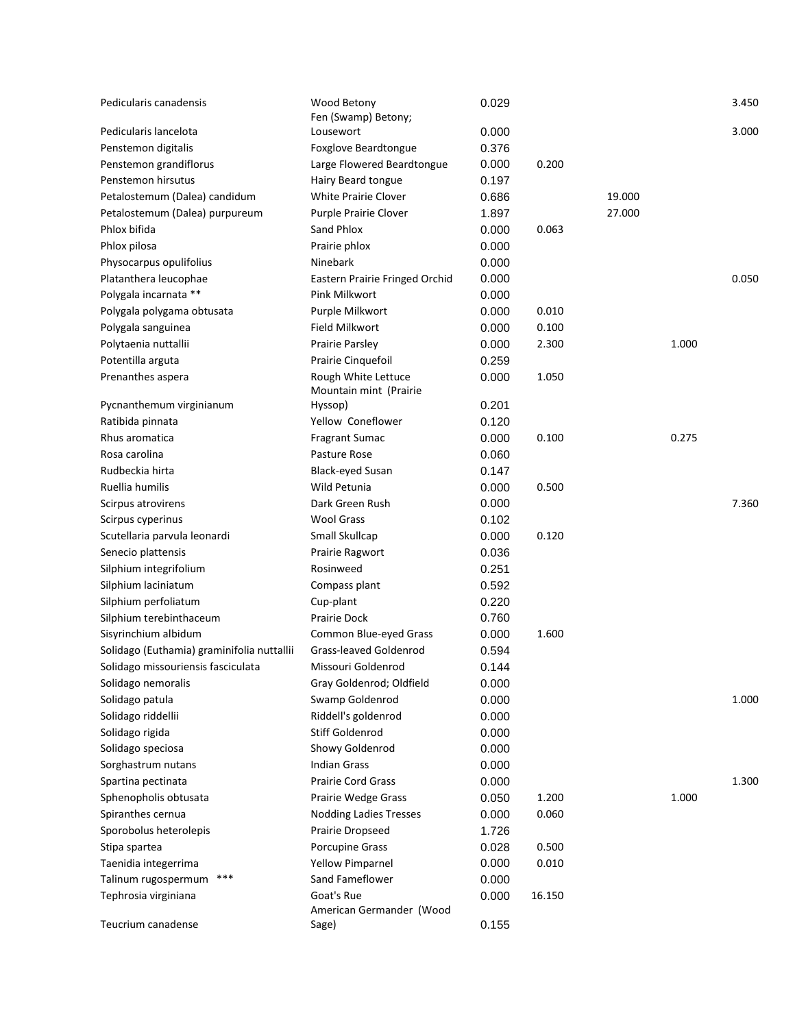| | | | | | | |
|---|---|---|---|---|---|---|
| Pedicularis canadensis | Wood Betony | 0.029 | | | | 3.450 |
| Pedicularis lancelota | Fen (Swamp) Betony; Lousewort | 0.000 | | | | 3.000 |
| Penstemon digitalis | Foxglove Beardtongue | 0.376 | | | | |
| Penstemon grandiflorus | Large Flowered Beardtongue | 0.000 | 0.200 | | | |
| Penstemon hirsutus | Hairy Beard tongue | 0.197 | | | | |
| Petalostemum (Dalea) candidum | White Prairie Clover | 0.686 | | 19.000 | | |
| Petalostemum (Dalea) purpureum | Purple Prairie Clover | 1.897 | | 27.000 | | |
| Phlox bifida | Sand Phlox | 0.000 | 0.063 | | | |
| Phlox pilosa | Prairie phlox | 0.000 | | | | |
| Physocarpus opulifolius | Ninebark | 0.000 | | | | |
| Platanthera leucophae | Eastern Prairie Fringed Orchid | 0.000 | | | | 0.050 |
| Polygala incarnata ** | Pink Milkwort | 0.000 | | | | |
| Polygala polygama obtusata | Purple Milkwort | 0.000 | 0.010 | | | |
| Polygala sanguinea | Field Milkwort | 0.000 | 0.100 | | | |
| Polytaenia nuttallii | Prairie Parsley | 0.000 | 2.300 | | 1.000 | |
| Potentilla arguta | Prairie Cinquefoil | 0.259 | | | | |
| Prenanthes aspera | Rough White Lettuce | 0.000 | 1.050 | | | |
| Pycnanthemum virginianum | Mountain mint (Prairie Hyssop) | 0.201 | | | | |
| Ratibida pinnata | Yellow Coneflower | 0.120 | | | | |
| Rhus aromatica | Fragrant Sumac | 0.000 | 0.100 | | 0.275 | |
| Rosa carolina | Pasture Rose | 0.060 | | | | |
| Rudbeckia hirta | Black-eyed Susan | 0.147 | | | | |
| Ruellia humilis | Wild Petunia | 0.000 | 0.500 | | | |
| Scirpus atrovirens | Dark Green Rush | 0.000 | | | | 7.360 |
| Scirpus cyperinus | Wool Grass | 0.102 | | | | |
| Scutellaria parvula leonardi | Small Skullcap | 0.000 | 0.120 | | | |
| Senecio plattensis | Prairie Ragwort | 0.036 | | | | |
| Silphium integrifolium | Rosinweed | 0.251 | | | | |
| Silphium laciniatum | Compass plant | 0.592 | | | | |
| Silphium perfoliatum | Cup-plant | 0.220 | | | | |
| Silphium terebinthaceum | Prairie Dock | 0.760 | | | | |
| Sisyrinchium albidum | Common Blue-eyed Grass | 0.000 | 1.600 | | | |
| Solidago (Euthamia) graminifolia nuttallii | Grass-leaved Goldenrod | 0.594 | | | | |
| Solidago missouriensis fasciculata | Missouri Goldenrod | 0.144 | | | | |
| Solidago nemoralis | Gray Goldenrod; Oldfield | 0.000 | | | | |
| Solidago patula | Swamp Goldenrod | 0.000 | | | | 1.000 |
| Solidago riddellii | Riddell's goldenrod | 0.000 | | | | |
| Solidago rigida | Stiff Goldenrod | 0.000 | | | | |
| Solidago speciosa | Showy Goldenrod | 0.000 | | | | |
| Sorghastrum nutans | Indian Grass | 0.000 | | | | |
| Spartina pectinata | Prairie Cord Grass | 0.000 | | | | 1.300 |
| Sphenopholis obtusata | Prairie Wedge Grass | 0.050 | 1.200 | | 1.000 | |
| Spiranthes cernua | Nodding Ladies Tresses | 0.000 | 0.060 | | | |
| Sporobolus heterolepis | Prairie Dropseed | 1.726 | | | | |
| Stipa spartea | Porcupine Grass | 0.028 | 0.500 | | | |
| Taenidia integerrima | Yellow Pimparnel | 0.000 | 0.010 | | | |
| Talinum rugospermum *** | Sand Fameflower | 0.000 | | | | |
| Tephrosia virginiana | Goat's Rue | 0.000 | 16.150 | | | |
| Teucrium canadense | American Germander (Wood Sage) | 0.155 | | | | |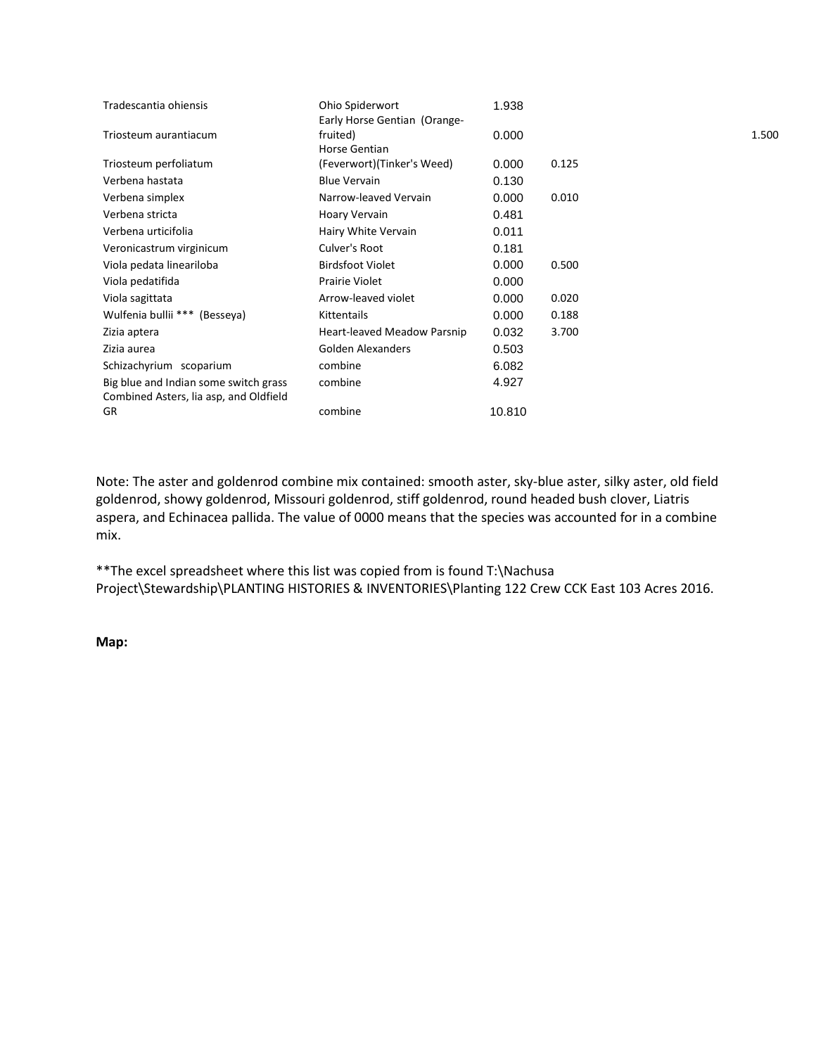| | | | | |
|---|---|---|---|---|
| Tradescantia ohiensis | Ohio Spiderwort | 1.938 | | |
| Triosteum aurantiacum | Early Horse Gentian (Orange-fruited) | 0.000 | | 1.500 |
| Triosteum perfoliatum | Horse Gentian (Feverwort)(Tinker's Weed) | 0.000 | 0.125 | |
| Verbena hastata | Blue Vervain | 0.130 | | |
| Verbena simplex | Narrow-leaved Vervain | 0.000 | 0.010 | |
| Verbena stricta | Hoary Vervain | 0.481 | | |
| Verbena urticifolia | Hairy White Vervain | 0.011 | | |
| Veronicastrum virginicum | Culver's Root | 0.181 | | |
| Viola pedata lineariloba | Birdsfoot Violet | 0.000 | 0.500 | |
| Viola pedatifida | Prairie Violet | 0.000 | | |
| Viola sagittata | Arrow-leaved violet | 0.000 | 0.020 | |
| Wulfenia bullii *** (Besseya) | Kittentails | 0.000 | 0.188 | |
| Zizia aptera | Heart-leaved Meadow Parsnip | 0.032 | 3.700 | |
| Zizia aurea | Golden Alexanders | 0.503 | | |
| Schizachyrium scoparium | combine | 6.082 | | |
| Big blue and Indian some switch grass | combine | 4.927 | | |
| Combined Asters, lia asp, and Oldfield GR | combine | 10.810 | | |

Note: The aster and goldenrod combine mix contained: smooth aster, sky-blue aster, silky aster, old field goldenrod, showy goldenrod, Missouri goldenrod, stiff goldenrod, round headed bush clover, Liatris aspera, and Echinacea pallida. The value of 0000 means that the species was accounted for in a combine mix.

**The excel spreadsheet where this list was copied from is found T:\Nachusa Project\Stewardship\PLANTING HISTORIES & INVENTORIES\Planting 122 Crew CCK East 103 Acres 2016.

**Map:**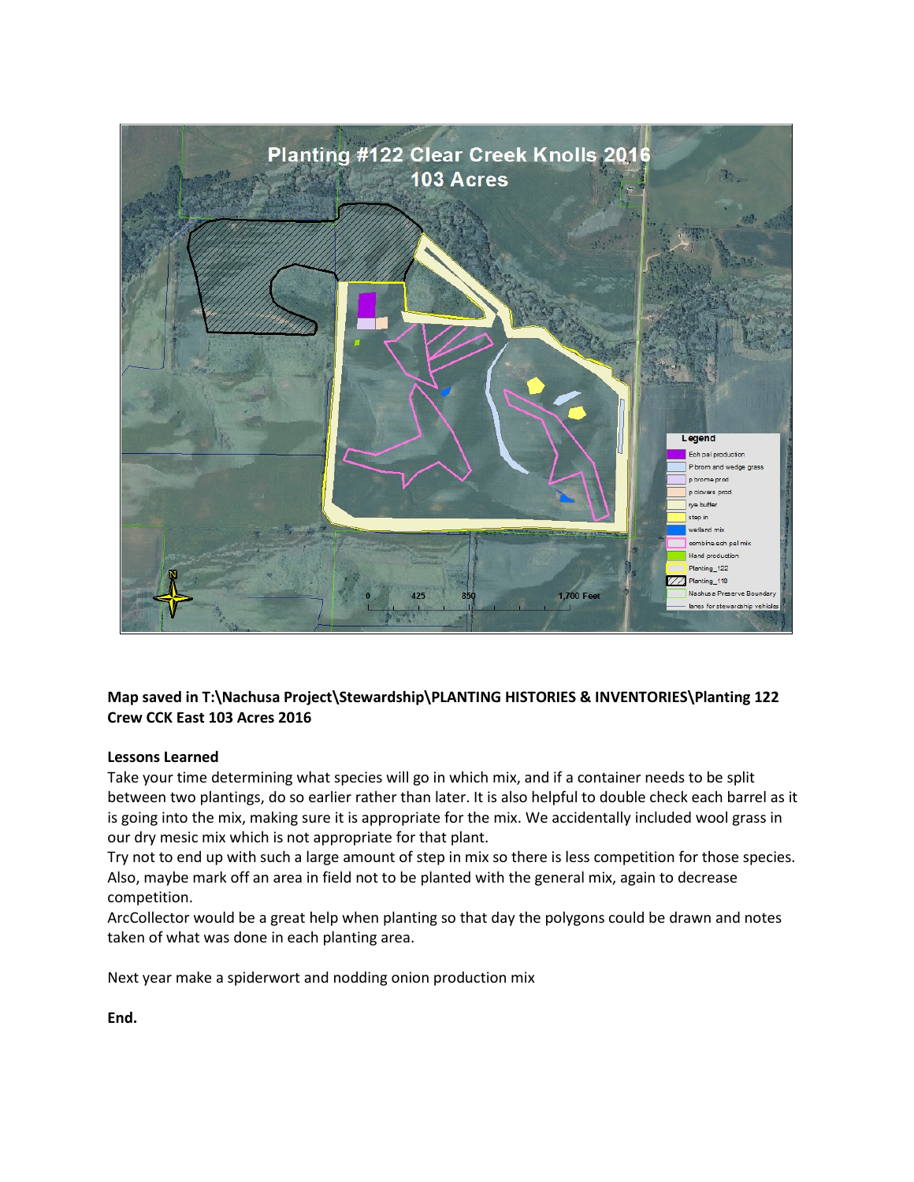Planting #122 Clear Creek Knolls 2016
103 Acres

Legend
Ech pal production
P brom and wedge grass
p brome prod
p clovers prod
rye buffer
step in
wetland mix
combine ech pal mix
Hand production
Planting_122
Planting_119
Nachusa Preserve Boundary
lanes for stewardship vehicles

0 425 850 1,700 Feet

N

**Map saved in T:\Nachusa Project\Stewardship\PLANTING HISTORIES & INVENTORIES\Planting 122 Crew CCK East 103 Acres 2016**

**Lessons Learned**

Take your time determining what species will go in which mix, and if a container needs to be split between two plantings, do so earlier rather than later. It is also helpful to double check each barrel as it is going into the mix, making sure it is appropriate for the mix. We accidentally included wool grass in our dry mesic mix which is not appropriate for that plant.

Try not to end up with such a large amount of step in mix so there is less competition for those species. Also, maybe mark off an area in field not to be planted with the general mix, again to decrease competition.

ArcCollector would be a great help when planting so that day the polygons could be drawn and notes taken of what was done in each planting area.

Next year make a spiderwort and nodding onion production mix

**End.**